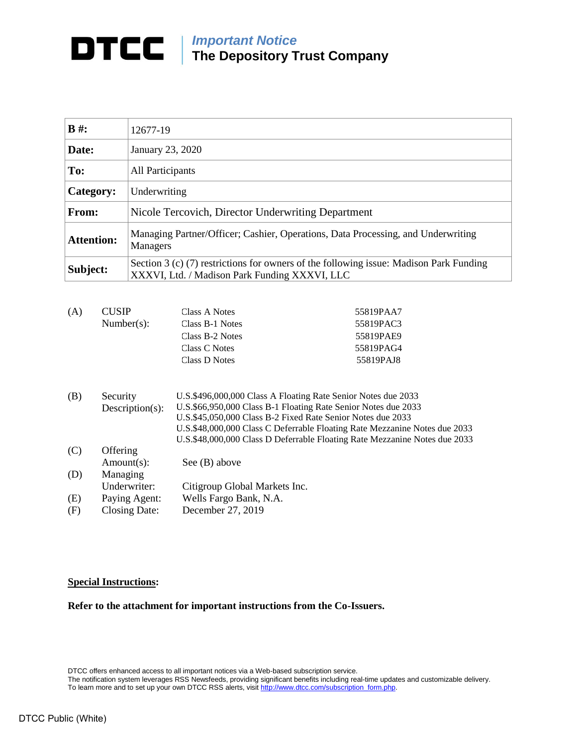# DTCC

***Important Notice***
**The Depository Trust Company**

| | |
|---|---|
| **B #:** | 12677-19 |
| **Date:** | January 23, 2020 |
| **To:** | All Participants |
| **Category:** | Underwriting |
| **From:** | Nicole Tercovich, Director Underwriting Department |
| **Attention:** | Managing Partner/Officer; Cashier, Operations, Data Processing, and Underwriting Managers |
| **Subject:** | Section 3 (c) (7) restrictions for owners of the following issue: Madison Park Funding XXXVI, Ltd. / Madison Park Funding XXXVI, LLC |

(A) CUSIP Number(s):

| | |
|---|---|
| Class A Notes | 55819PAA7 |
| Class B-1 Notes | 55819PAC3 |
| Class B-2 Notes | 55819PAE9 |
| Class C Notes | 55819PAG4 |
| Class D Notes | 55819PAJ8 |

(B) Security Description(s):
U.S.$496,000,000 Class A Floating Rate Senior Notes due 2033
U.S.$66,950,000 Class B-1 Floating Rate Senior Notes due 2033
U.S.$45,050,000 Class B-2 Fixed Rate Senior Notes due 2033
U.S.$48,000,000 Class C Deferrable Floating Rate Mezzanine Notes due 2033
U.S.$48,000,000 Class D Deferrable Floating Rate Mezzanine Notes due 2033

(C) Offering Amount(s): See (B) above

(D) Managing Underwriter: Citigroup Global Markets Inc.

(E) Paying Agent: Wells Fargo Bank, N.A.

(F) Closing Date: December 27, 2019

**<u>Special Instructions</u>:**

**Refer to the attachment for important instructions from the Co-Issuers.**

DTCC offers enhanced access to all important notices via a Web-based subscription service.
The notification system leverages RSS Newsfeeds, providing significant benefits including real-time updates and customizable delivery.
To learn more and to set up your own DTCC RSS alerts, visit http://www.dtcc.com/subscription_form.php.

DTCC Public (White)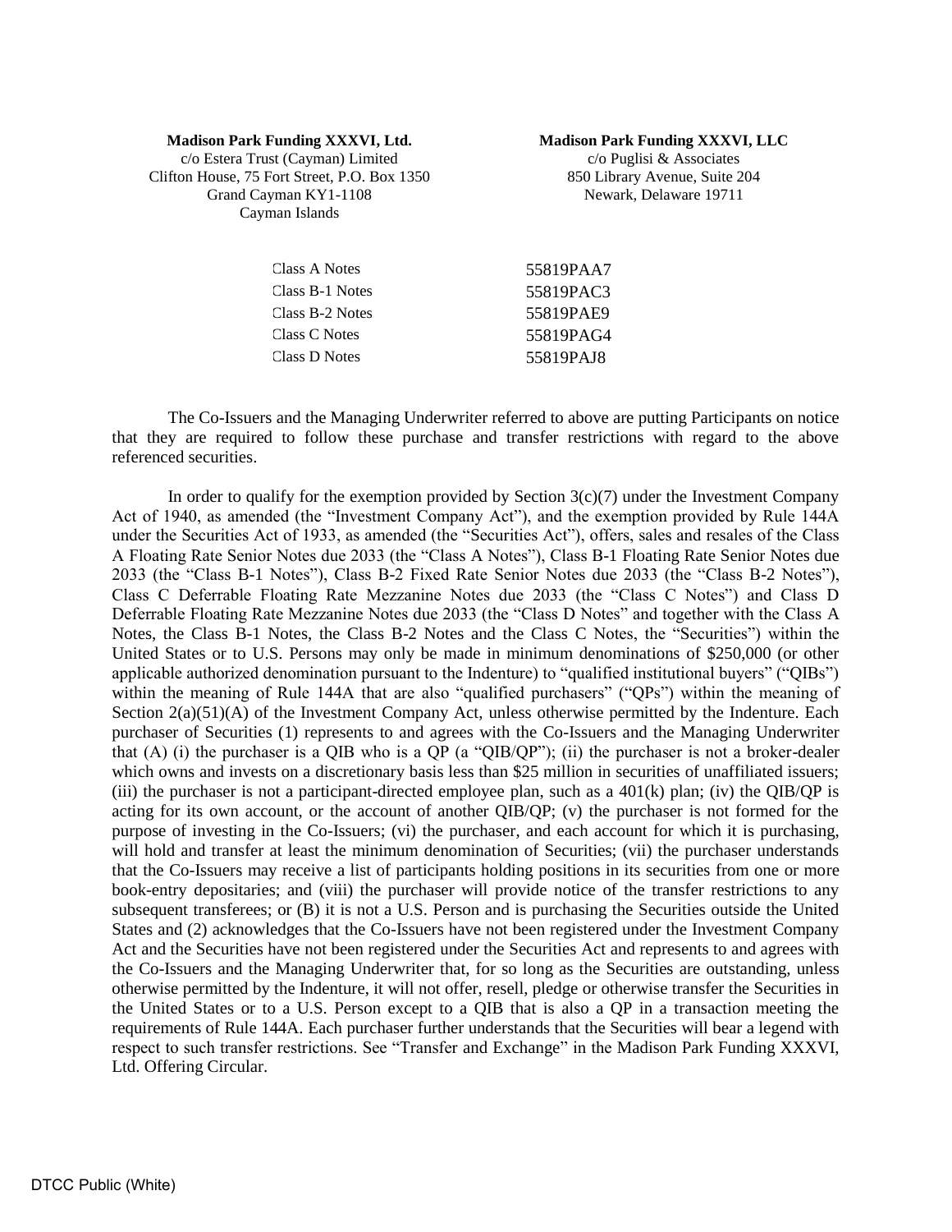**Madison Park Funding XXXVI, Ltd.**
c/o Estera Trust (Cayman) Limited
Clifton House, 75 Fort Street, P.O. Box 1350
Grand Cayman KY1-1108
Cayman Islands

**Madison Park Funding XXXVI, LLC**
c/o Puglisi & Associates
850 Library Avenue, Suite 204
Newark, Delaware 19711

| | |
|---|---|
| Class A Notes | 55819PAA7 |
| Class B-1 Notes | 55819PAC3 |
| Class B-2 Notes | 55819PAE9 |
| Class C Notes | 55819PAG4 |
| Class D Notes | 55819PAJ8 |

The Co-Issuers and the Managing Underwriter referred to above are putting Participants on notice that they are required to follow these purchase and transfer restrictions with regard to the above referenced securities.

In order to qualify for the exemption provided by Section 3(c)(7) under the Investment Company Act of 1940, as amended (the "Investment Company Act"), and the exemption provided by Rule 144A under the Securities Act of 1933, as amended (the "Securities Act"), offers, sales and resales of the Class A Floating Rate Senior Notes due 2033 (the "Class A Notes"), Class B-1 Floating Rate Senior Notes due 2033 (the "Class B-1 Notes"), Class B-2 Fixed Rate Senior Notes due 2033 (the "Class B-2 Notes"), Class C Deferrable Floating Rate Mezzanine Notes due 2033 (the "Class C Notes") and Class D Deferrable Floating Rate Mezzanine Notes due 2033 (the "Class D Notes" and together with the Class A Notes, the Class B-1 Notes, the Class B-2 Notes and the Class C Notes, the "Securities") within the United States or to U.S. Persons may only be made in minimum denominations of $250,000 (or other applicable authorized denomination pursuant to the Indenture) to "qualified institutional buyers" ("QIBs") within the meaning of Rule 144A that are also "qualified purchasers" ("QPs") within the meaning of Section 2(a)(51)(A) of the Investment Company Act, unless otherwise permitted by the Indenture. Each purchaser of Securities (1) represents to and agrees with the Co-Issuers and the Managing Underwriter that (A) (i) the purchaser is a QIB who is a QP (a "QIB/QP"); (ii) the purchaser is not a broker-dealer which owns and invests on a discretionary basis less than $25 million in securities of unaffiliated issuers; (iii) the purchaser is not a participant-directed employee plan, such as a 401(k) plan; (iv) the QIB/QP is acting for its own account, or the account of another QIB/QP; (v) the purchaser is not formed for the purpose of investing in the Co-Issuers; (vi) the purchaser, and each account for which it is purchasing, will hold and transfer at least the minimum denomination of Securities; (vii) the purchaser understands that the Co-Issuers may receive a list of participants holding positions in its securities from one or more book-entry depositaries; and (viii) the purchaser will provide notice of the transfer restrictions to any subsequent transferees; or (B) it is not a U.S. Person and is purchasing the Securities outside the United States and (2) acknowledges that the Co-Issuers have not been registered under the Investment Company Act and the Securities have not been registered under the Securities Act and represents to and agrees with the Co-Issuers and the Managing Underwriter that, for so long as the Securities are outstanding, unless otherwise permitted by the Indenture, it will not offer, resell, pledge or otherwise transfer the Securities in the United States or to a U.S. Person except to a QIB that is also a QP in a transaction meeting the requirements of Rule 144A. Each purchaser further understands that the Securities will bear a legend with respect to such transfer restrictions. See "Transfer and Exchange" in the Madison Park Funding XXXVI, Ltd. Offering Circular.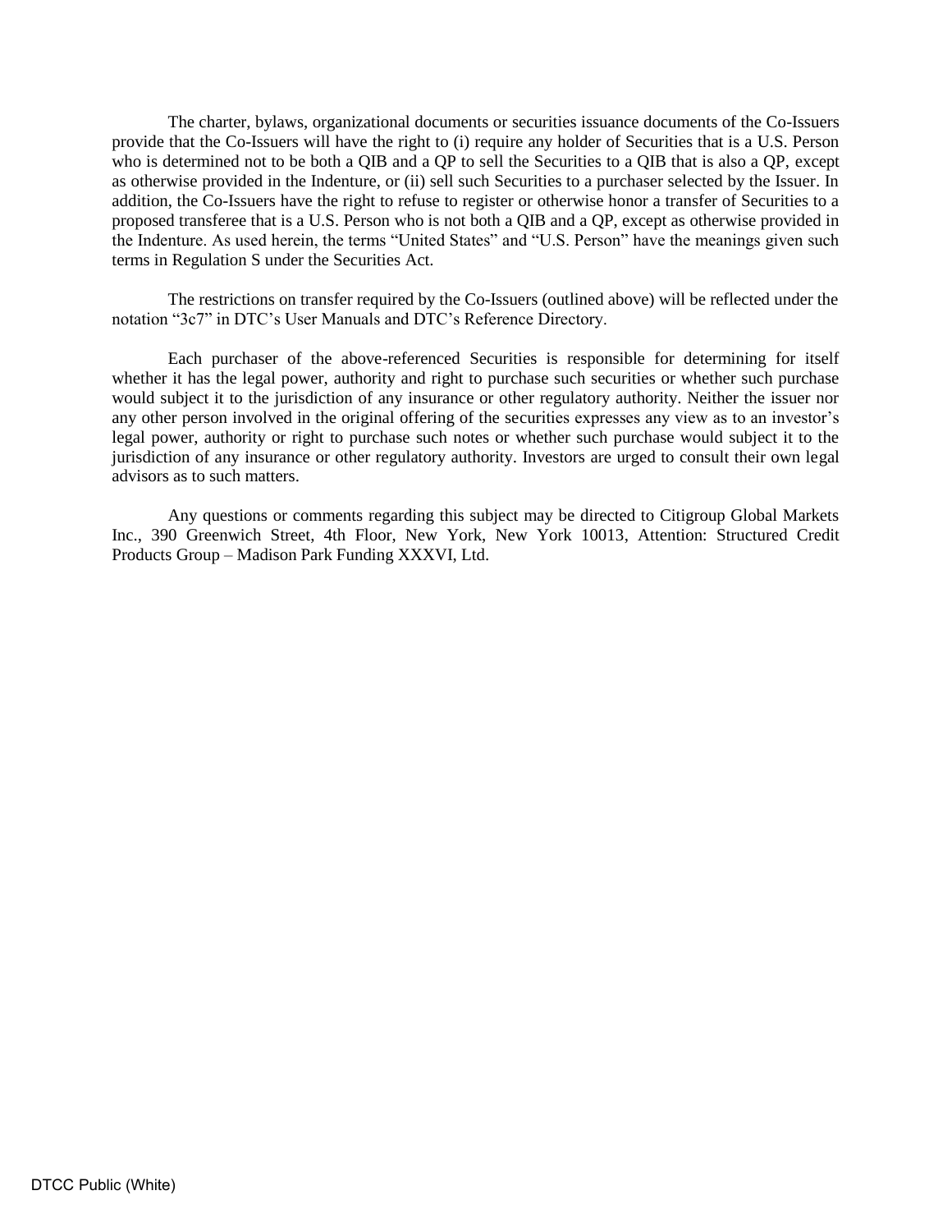The charter, bylaws, organizational documents or securities issuance documents of the Co-Issuers provide that the Co-Issuers will have the right to (i) require any holder of Securities that is a U.S. Person who is determined not to be both a QIB and a QP to sell the Securities to a QIB that is also a QP, except as otherwise provided in the Indenture, or (ii) sell such Securities to a purchaser selected by the Issuer. In addition, the Co-Issuers have the right to refuse to register or otherwise honor a transfer of Securities to a proposed transferee that is a U.S. Person who is not both a QIB and a QP, except as otherwise provided in the Indenture. As used herein, the terms "United States" and "U.S. Person" have the meanings given such terms in Regulation S under the Securities Act.

The restrictions on transfer required by the Co-Issuers (outlined above) will be reflected under the notation "3c7" in DTC's User Manuals and DTC's Reference Directory.

Each purchaser of the above-referenced Securities is responsible for determining for itself whether it has the legal power, authority and right to purchase such securities or whether such purchase would subject it to the jurisdiction of any insurance or other regulatory authority. Neither the issuer nor any other person involved in the original offering of the securities expresses any view as to an investor's legal power, authority or right to purchase such notes or whether such purchase would subject it to the jurisdiction of any insurance or other regulatory authority. Investors are urged to consult their own legal advisors as to such matters.

Any questions or comments regarding this subject may be directed to Citigroup Global Markets Inc., 390 Greenwich Street, 4th Floor, New York, New York 10013, Attention: Structured Credit Products Group – Madison Park Funding XXXVI, Ltd.